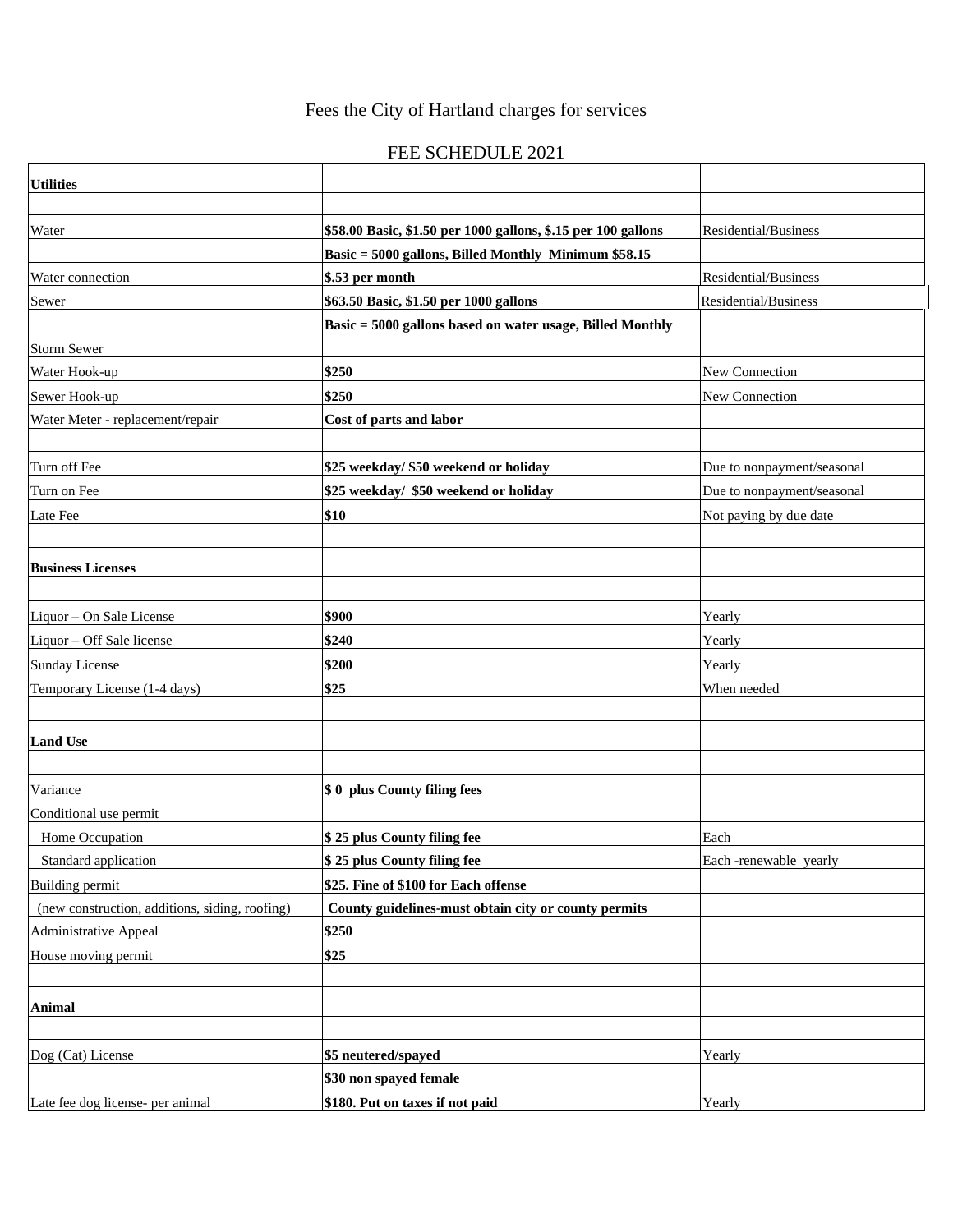Fees the City of Hartland charges for services

FEE SCHEDULE 2021

| **Utilities** | | |
|---|---|---|
| | | |
| Water | **\$58.00 Basic, \$1.50 per 1000 gallons, \$.15 per 100 gallons** | Residential/Business |
| | **Basic = 5000 gallons, Billed Monthly Minimum \$58.15** | |
| Water connection | **\$.53 per month** | Residential/Business |
| Sewer | **\$63.50 Basic, \$1.50 per 1000 gallons** | Residential/Business |
| | **Basic = 5000 gallons based on water usage, Billed Monthly** | |
| Storm Sewer | | |
| Water Hook-up | **\$250** | New Connection |
| Sewer Hook-up | **\$250** | New Connection |
| Water Meter - replacement/repair | **Cost of parts and labor** | |
| | | |
| Turn off Fee | **\$25 weekday/ \$50 weekend or holiday** | Due to nonpayment/seasonal |
| Turn on Fee | **\$25 weekday/ \$50 weekend or holiday** | Due to nonpayment/seasonal |
| Late Fee | **\$10** | Not paying by due date |
| | | |
| **Business Licenses** | | |
| | | |
| Liquor – On Sale License | **\$900** | Yearly |
| Liquor – Off Sale license | **\$240** | Yearly |
| Sunday License | **\$200** | Yearly |
| Temporary License (1-4 days) | **\$25** | When needed |
| | | |
| **Land Use** | | |
| | | |
| Variance | **\$ 0 plus County filing fees** | |
| Conditional use permit | | |
| Home Occupation | **\$ 25 plus County filing fee** | Each |
| Standard application | **\$ 25 plus County filing fee** | Each -renewable yearly |
| Building permit | **\$25. Fine of \$100 for Each offense** | |
| (new construction, additions, siding, roofing) | **County guidelines-must obtain city or county permits** | |
| Administrative Appeal | **\$250** | |
| House moving permit | **\$25** | |
| | | |
| **Animal** | | |
| | | |
| Dog (Cat) License | **\$5 neutered/spayed** | Yearly |
| | **\$30 non spayed female** | |
| Late fee dog license- per animal | **\$180. Put on taxes if not paid** | Yearly |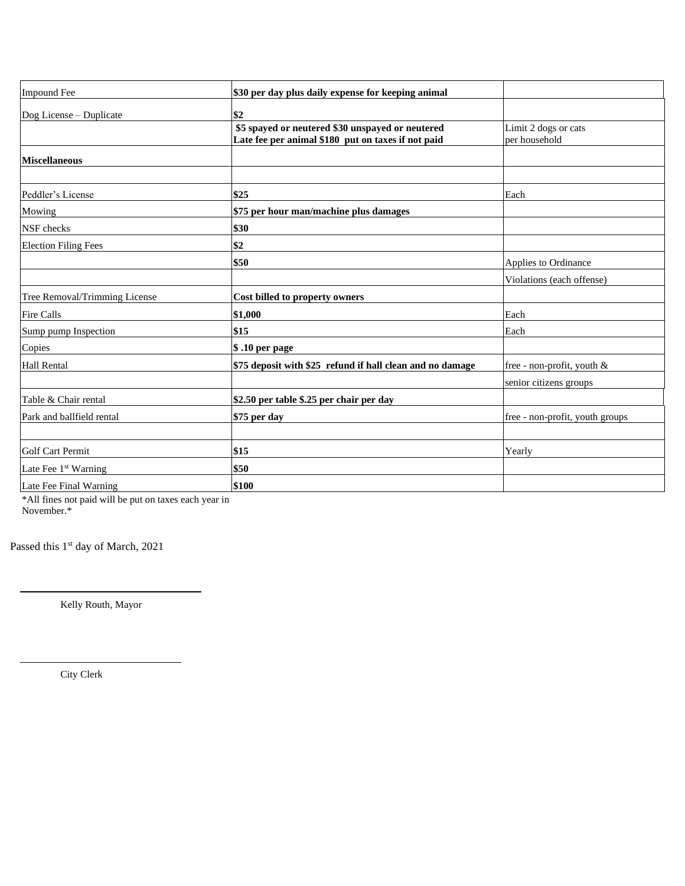| | | |
|---|---|---|
| Impound Fee | **$30 per day plus daily expense for keeping animal** | |
| Dog License – Duplicate | **$2** | |
| | **$5 spayed or neutered $30 unspayed or neutered**<br>**Late fee per animal $180 put on taxes if not paid** | Limit 2 dogs or cats per household |
| **Miscellaneous** | | |
| | | |
| Peddler's License | **$25** | Each |
| Mowing | **$75 per hour man/machine plus damages** | |
| NSF checks | **$30** | |
| Election Filing Fees | **$2** | |
| | **$50** | Applies to Ordinance |
| | | Violations (each offense) |
| Tree Removal/Trimming License | **Cost billed to property owners** | |
| Fire Calls | **$1,000** | Each |
| Sump pump Inspection | **$15** | Each |
| Copies | **$ .10 per page** | |
| Hall Rental | **$75 deposit with $25 refund if hall clean and no damage** | free - non-profit, youth & |
| | | senior citizens groups |
| Table & Chair rental | **$2.50 per table $.25 per chair per day** | |
| Park and ballfield rental | **$75 per day** | free - non-profit, youth groups |
| | | |
| Golf Cart Permit | **$15** | Yearly |
| Late Fee 1st Warning | **$50** | |
| Late Fee Final Warning | **$100** | |

*All fines not paid will be put on taxes each year in November.*

Passed this 1st day of March, 2021

______________________________

Kelly Routh, Mayor

______________________________

City Clerk